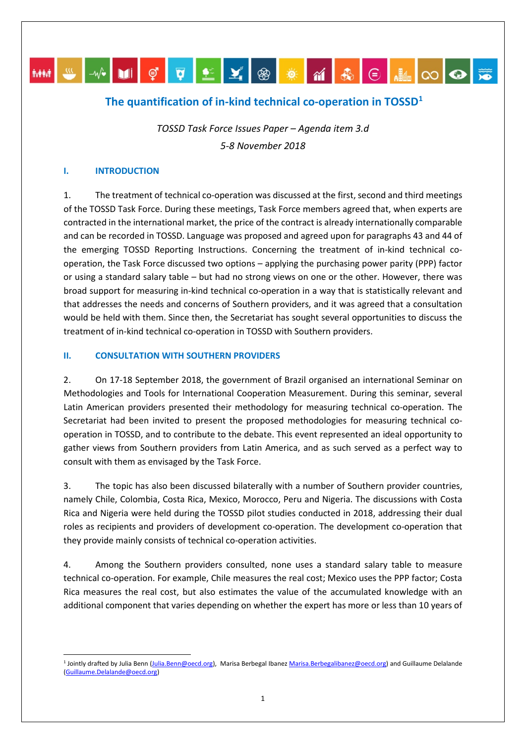# The quantification of in-kind technical co-operation in TOSSD[1]

*TOSSD Task Force Issues Paper – Agenda item 3.d*

*5-8 November 2018*

## I. INTRODUCTION

1. The treatment of technical co-operation was discussed at the first, second and third meetings of the TOSSD Task Force. During these meetings, Task Force members agreed that, when experts are contracted in the international market, the price of the contract is already internationally comparable and can be recorded in TOSSD. Language was proposed and agreed upon for paragraphs 43 and 44 of the emerging TOSSD Reporting Instructions. Concerning the treatment of in-kind technical co-operation, the Task Force discussed two options – applying the purchasing power parity (PPP) factor or using a standard salary table – but had no strong views on one or the other. However, there was broad support for measuring in-kind technical co-operation in a way that is statistically relevant and that addresses the needs and concerns of Southern providers, and it was agreed that a consultation would be held with them. Since then, the Secretariat has sought several opportunities to discuss the treatment of in-kind technical co-operation in TOSSD with Southern providers.

## II. CONSULTATION WITH SOUTHERN PROVIDERS

2. On 17-18 September 2018, the government of Brazil organised an international Seminar on Methodologies and Tools for International Cooperation Measurement. During this seminar, several Latin American providers presented their methodology for measuring technical co-operation. The Secretariat had been invited to present the proposed methodologies for measuring technical co-operation in TOSSD, and to contribute to the debate. This event represented an ideal opportunity to gather views from Southern providers from Latin America, and as such served as a perfect way to consult with them as envisaged by the Task Force.

3. The topic has also been discussed bilaterally with a number of Southern provider countries, namely Chile, Colombia, Costa Rica, Mexico, Morocco, Peru and Nigeria. The discussions with Costa Rica and Nigeria were held during the TOSSD pilot studies conducted in 2018, addressing their dual roles as recipients and providers of development co-operation. The development co-operation that they provide mainly consists of technical co-operation activities.

4. Among the Southern providers consulted, none uses a standard salary table to measure technical co-operation. For example, Chile measures the real cost; Mexico uses the PPP factor; Costa Rica measures the real cost, but also estimates the value of the accumulated knowledge with an additional component that varies depending on whether the expert has more or less than 10 years of

---

[1] Jointly drafted by Julia Benn (Julia.Benn@oecd.org), Marisa Berbegal Ibanez Marisa.Berbegalibanez@oecd.org) and Guillaume Delalande (Guillaume.Delalande@oecd.org)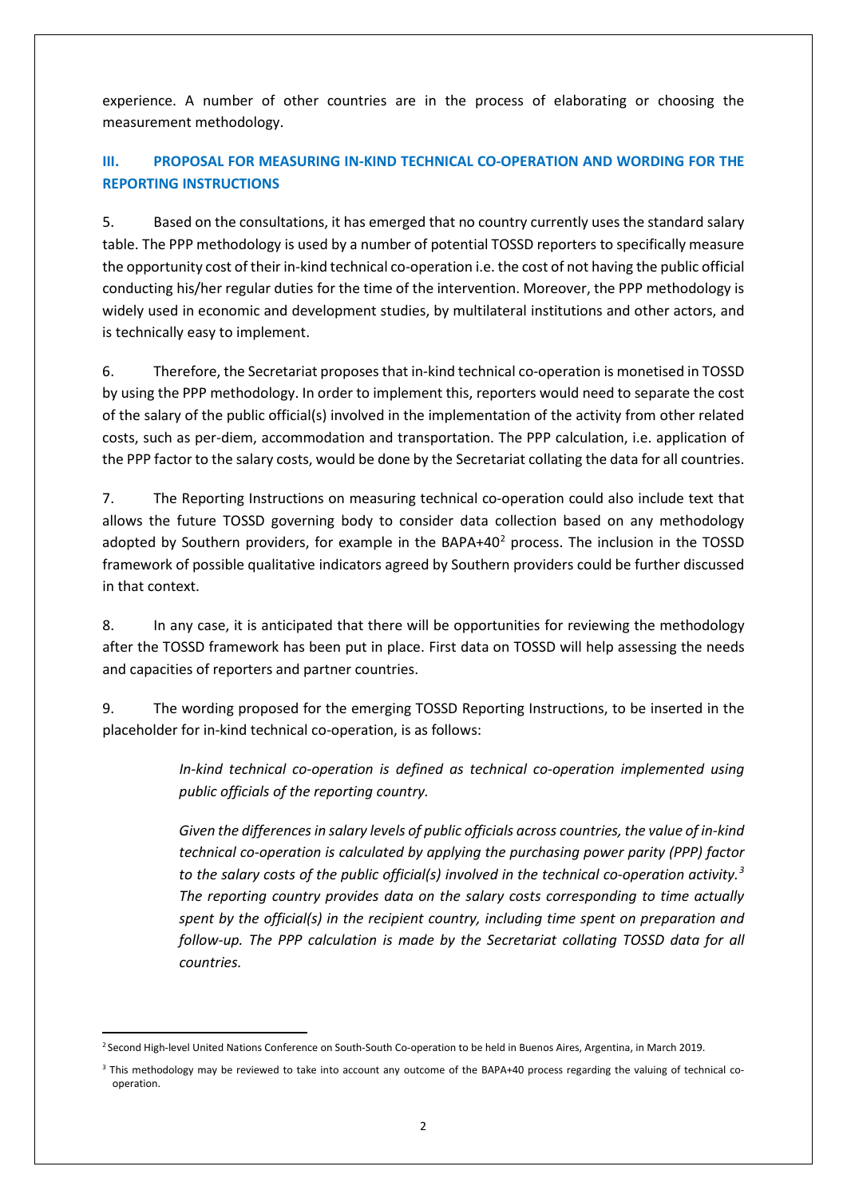experience. A number of other countries are in the process of elaborating or choosing the measurement methodology.

## III. PROPOSAL FOR MEASURING IN-KIND TECHNICAL CO-OPERATION AND WORDING FOR THE REPORTING INSTRUCTIONS

5. Based on the consultations, it has emerged that no country currently uses the standard salary table. The PPP methodology is used by a number of potential TOSSD reporters to specifically measure the opportunity cost of their in-kind technical co-operation i.e. the cost of not having the public official conducting his/her regular duties for the time of the intervention. Moreover, the PPP methodology is widely used in economic and development studies, by multilateral institutions and other actors, and is technically easy to implement.

6. Therefore, the Secretariat proposes that in-kind technical co-operation is monetised in TOSSD by using the PPP methodology. In order to implement this, reporters would need to separate the cost of the salary of the public official(s) involved in the implementation of the activity from other related costs, such as per-diem, accommodation and transportation. The PPP calculation, i.e. application of the PPP factor to the salary costs, would be done by the Secretariat collating the data for all countries.

7. The Reporting Instructions on measuring technical co-operation could also include text that allows the future TOSSD governing body to consider data collection based on any methodology adopted by Southern providers, for example in the BAPA+40[2] process. The inclusion in the TOSSD framework of possible qualitative indicators agreed by Southern providers could be further discussed in that context.

8. In any case, it is anticipated that there will be opportunities for reviewing the methodology after the TOSSD framework has been put in place. First data on TOSSD will help assessing the needs and capacities of reporters and partner countries.

9. The wording proposed for the emerging TOSSD Reporting Instructions, to be inserted in the placeholder for in-kind technical co-operation, is as follows:

> *In-kind technical co-operation is defined as technical co-operation implemented using public officials of the reporting country.*
>
> *Given the differences in salary levels of public officials across countries, the value of in-kind technical co-operation is calculated by applying the purchasing power parity (PPP) factor to the salary costs of the public official(s) involved in the technical co-operation activity.[3] The reporting country provides data on the salary costs corresponding to time actually spent by the official(s) in the recipient country, including time spent on preparation and follow-up. The PPP calculation is made by the Secretariat collating TOSSD data for all countries.*

---

[2] Second High-level United Nations Conference on South-South Co-operation to be held in Buenos Aires, Argentina, in March 2019.

[3] This methodology may be reviewed to take into account any outcome of the BAPA+40 process regarding the valuing of technical co-operation.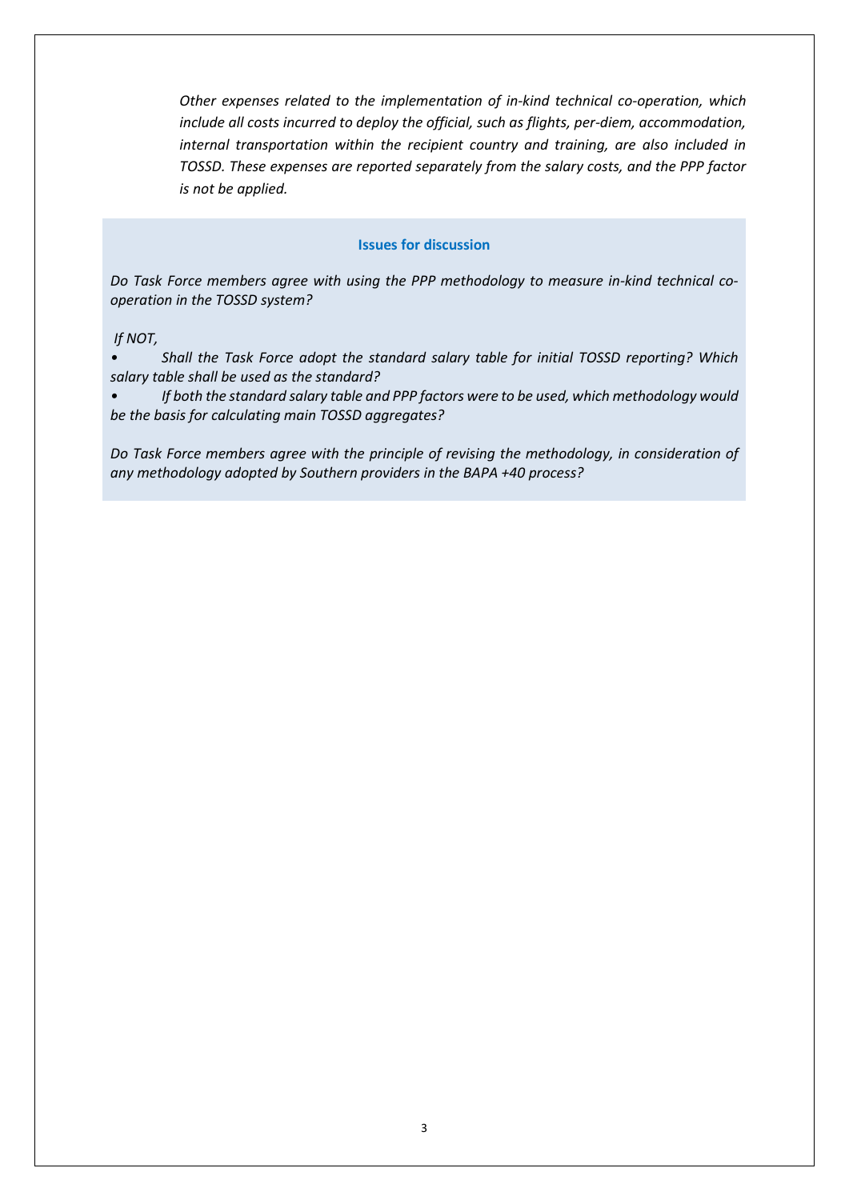*Other expenses related to the implementation of in-kind technical co-operation, which include all costs incurred to deploy the official, such as flights, per-diem, accommodation, internal transportation within the recipient country and training, are also included in TOSSD. These expenses are reported separately from the salary costs, and the PPP factor is not be applied.*

### Issues for discussion

*Do Task Force members agree with using the PPP methodology to measure in-kind technical co-operation in the TOSSD system?*

*If NOT,*

- *Shall the Task Force adopt the standard salary table for initial TOSSD reporting? Which salary table shall be used as the standard?*
- *If both the standard salary table and PPP factors were to be used, which methodology would be the basis for calculating main TOSSD aggregates?*

*Do Task Force members agree with the principle of revising the methodology, in consideration of any methodology adopted by Southern providers in the BAPA +40 process?*